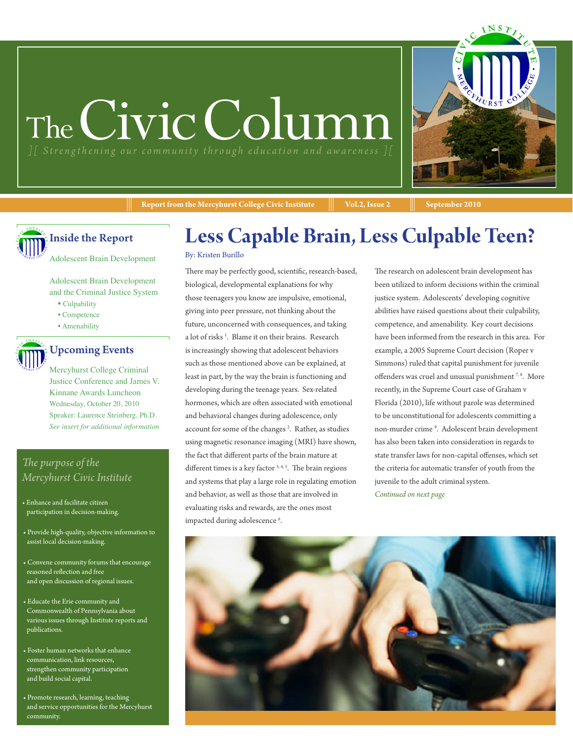# The Civic Column

][ Strengthening our community through education and awareness ][

Report from the Mercyhurst College Civic Institute | Vol.2, Issue 2 | September 2010

## Inside the Report

Adolescent Brain Development

Adolescent Brain Development and the Criminal Justice System
- Culpability
- Competence
- Amenability

## Upcoming Events

Mercyhurst College Criminal Justice Conference and James V. Kinnane Awards Luncheon
Wednesday, October 20, 2010
Speaker: Laurence Steinberg, Ph.D.
*See insert for additional information*

### *The purpose of the Mercyhurst Civic Institute*

- Enhance and facilitate citizen participation in decision-making.
- Provide high-quality, objective information to assist local decision-making.
- Convene community forums that encourage reasoned reflection and free and open discussion of regional issues.
- Educate the Erie community and Commonwealth of Pennsylvania about various issues through Institute reports and publications.
- Foster human networks that enhance communication, link resources, strengthen community participation and build social capital.
- Promote research, learning, teaching and service opportunities for the Mercyhurst community.

# Less Capable Brain, Less Culpable Teen?

By: Kristen Burillo

There may be perfectly good, scientific, research-based, biological, developmental explanations for why those teenagers you know are impulsive, emotional, giving into peer pressure, not thinking about the future, unconcerned with consequences, and taking a lot of risks [1]. Blame it on their brains. Research is increasingly showing that adolescent behaviors such as those mentioned above can be explained, at least in part, by the way the brain is functioning and developing during the teenage years. Sex-related hormones, which are often associated with emotional and behavioral changes during adolescence, only account for some of the changes [2]. Rather, as studies using magnetic resonance imaging (MRI) have shown, the fact that different parts of the brain mature at different times is a key factor [3, 4, 5]. The brain regions and systems that play a large role in regulating emotion and behavior, as well as those that are involved in evaluating risks and rewards, are the ones most impacted during adolescence [6].

The research on adolescent brain development has been utilized to inform decisions within the criminal justice system. Adolescents' developing cognitive abilities have raised questions about their culpability, competence, and amenability. Key court decisions have been informed from the research in this area. For example, a 2005 Supreme Court decision (Roper v Simmons) ruled that capital punishment for juvenile offenders was cruel and unusual punishment [7, 8]. More recently, in the Supreme Court case of Graham v Florida (2010), life without parole was determined to be unconstitutional for adolescents committing a non-murder crime [9]. Adolescent brain development has also been taken into consideration in regards to state transfer laws for non-capital offenses, which set the criteria for automatic transfer of youth from the juvenile to the adult criminal system.

*Continued on next page*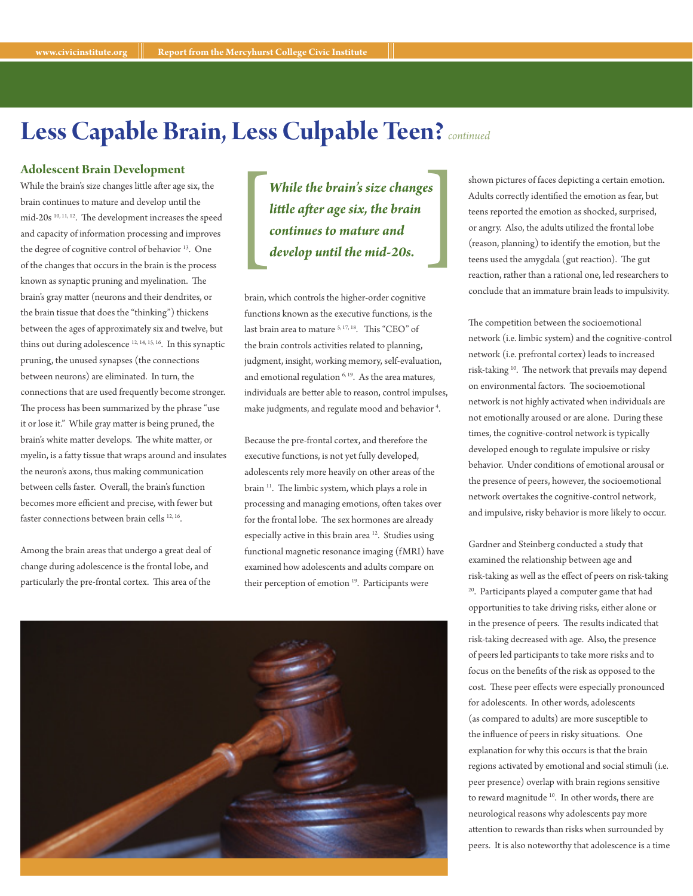# Less Capable Brain, Less Culpable Teen? *continued*

## Adolescent Brain Development

While the brain's size changes little after age six, the brain continues to mature and develop until the mid-20s [10, 11, 12]. The development increases the speed and capacity of information processing and improves the degree of cognitive control of behavior [13]. One of the changes that occurs in the brain is the process known as synaptic pruning and myelination. The brain's gray matter (neurons and their dendrites, or the brain tissue that does the "thinking") thickens between the ages of approximately six and twelve, but thins out during adolescence [12, 14, 15, 16]. In this synaptic pruning, the unused synapses (the connections between neurons) are eliminated. In turn, the connections that are used frequently become stronger. The process has been summarized by the phrase "use it or lose it." While gray matter is being pruned, the brain's white matter develops. The white matter, or myelin, is a fatty tissue that wraps around and insulates the neuron's axons, thus making communication between cells faster. Overall, the brain's function becomes more efficient and precise, with fewer but faster connections between brain cells [12, 16].

Among the brain areas that undergo a great deal of change during adolescence is the frontal lobe, and particularly the pre-frontal cortex. This area of the brain, which controls the higher-order cognitive functions known as the executive functions, is the last brain area to mature [5, 17, 18]. This "CEO" of the brain controls activities related to planning, judgment, insight, working memory, self-evaluation, and emotional regulation [6, 19]. As the area matures, individuals are better able to reason, control impulses, make judgments, and regulate mood and behavior [4].

> ***While the brain's size changes little after age six, the brain continues to mature and develop until the mid-20s.***

Because the pre-frontal cortex, and therefore the executive functions, is not yet fully developed, adolescents rely more heavily on other areas of the brain [11]. The limbic system, which plays a role in processing and managing emotions, often takes over for the frontal lobe. The sex hormones are already especially active in this brain area [12]. Studies using functional magnetic resonance imaging (fMRI) have examined how adolescents and adults compare on their perception of emotion [19]. Participants were shown pictures of faces depicting a certain emotion. Adults correctly identified the emotion as fear, but teens reported the emotion as shocked, surprised, or angry. Also, the adults utilized the frontal lobe (reason, planning) to identify the emotion, but the teens used the amygdala (gut reaction). The gut reaction, rather than a rational one, led researchers to conclude that an immature brain leads to impulsivity.

The competition between the socioemotional network (i.e. limbic system) and the cognitive-control network (i.e. prefrontal cortex) leads to increased risk-taking [10]. The network that prevails may depend on environmental factors. The socioemotional network is not highly activated when individuals are not emotionally aroused or are alone. During these times, the cognitive-control network is typically developed enough to regulate impulsive or risky behavior. Under conditions of emotional arousal or the presence of peers, however, the socioemotional network overtakes the cognitive-control network, and impulsive, risky behavior is more likely to occur.

Gardner and Steinberg conducted a study that examined the relationship between age and risk-taking as well as the effect of peers on risk-taking [20]. Participants played a computer game that had opportunities to take driving risks, either alone or in the presence of peers. The results indicated that risk-taking decreased with age. Also, the presence of peers led participants to take more risks and to focus on the benefits of the risk as opposed to the cost. These peer effects were especially pronounced for adolescents. In other words, adolescents (as compared to adults) are more susceptible to the influence of peers in risky situations. One explanation for why this occurs is that the brain regions activated by emotional and social stimuli (i.e. peer presence) overlap with brain regions sensitive to reward magnitude [10]. In other words, there are neurological reasons why adolescents pay more attention to rewards than risks when surrounded by peers. It is also noteworthy that adolescence is a time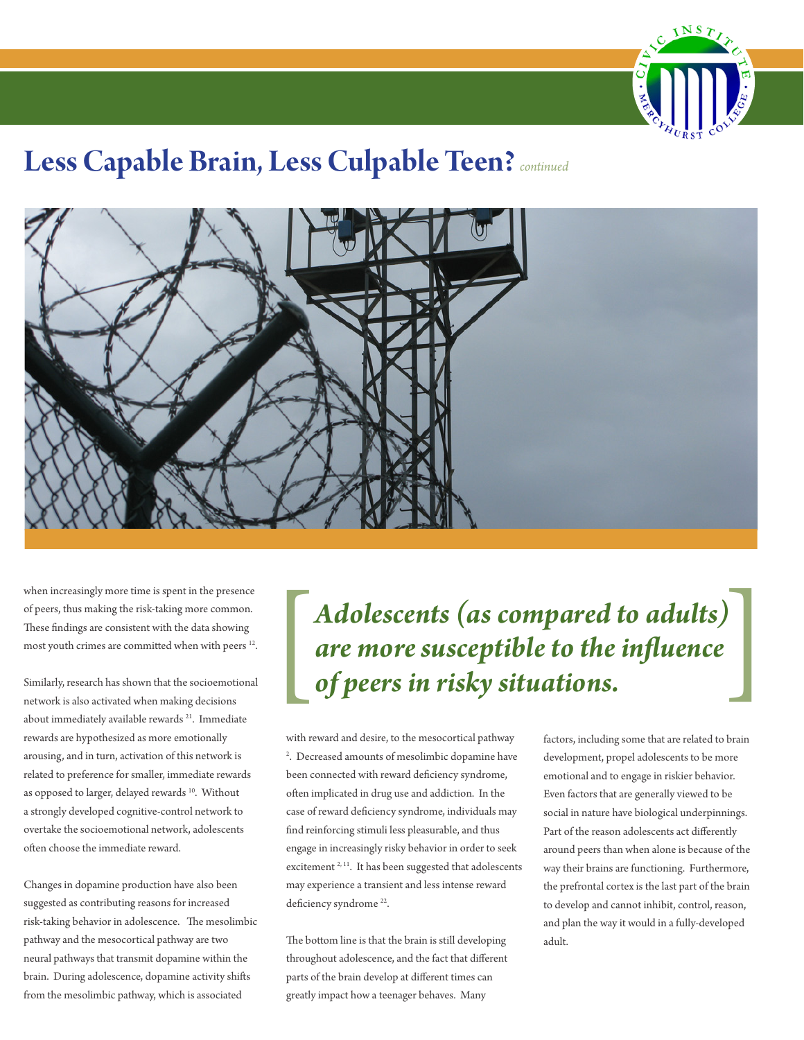# Less Capable Brain, Less Culpable Teen? *continued*

when increasingly more time is spent in the presence of peers, thus making the risk-taking more common. These findings are consistent with the data showing most youth crimes are committed when with peers [12].

Similarly, research has shown that the socioemotional network is also activated when making decisions about immediately available rewards [21]. Immediate rewards are hypothesized as more emotionally arousing, and in turn, activation of this network is related to preference for smaller, immediate rewards as opposed to larger, delayed rewards [10]. Without a strongly developed cognitive-control network to overtake the socioemotional network, adolescents often choose the immediate reward.

Changes in dopamine production have also been suggested as contributing reasons for increased risk-taking behavior in adolescence. The mesolimbic pathway and the mesocortical pathway are two neural pathways that transmit dopamine within the brain. During adolescence, dopamine activity shifts from the mesolimbic pathway, which is associated with reward and desire, to the mesocortical pathway [2]. Decreased amounts of mesolimbic dopamine have been connected with reward deficiency syndrome, often implicated in drug use and addiction. In the case of reward deficiency syndrome, individuals may find reinforcing stimuli less pleasurable, and thus engage in increasingly risky behavior in order to seek excitement [2, 11]. It has been suggested that adolescents may experience a transient and less intense reward deficiency syndrome [22].

> ***Adolescents (as compared to adults) are more susceptible to the influence of peers in risky situations.***

The bottom line is that the brain is still developing throughout adolescence, and the fact that different parts of the brain develop at different times can greatly impact how a teenager behaves. Many factors, including some that are related to brain development, propel adolescents to be more emotional and to engage in riskier behavior. Even factors that are generally viewed to be social in nature have biological underpinnings. Part of the reason adolescents act differently around peers than when alone is because of the way their brains are functioning. Furthermore, the prefrontal cortex is the last part of the brain to develop and cannot inhibit, control, reason, and plan the way it would in a fully-developed adult.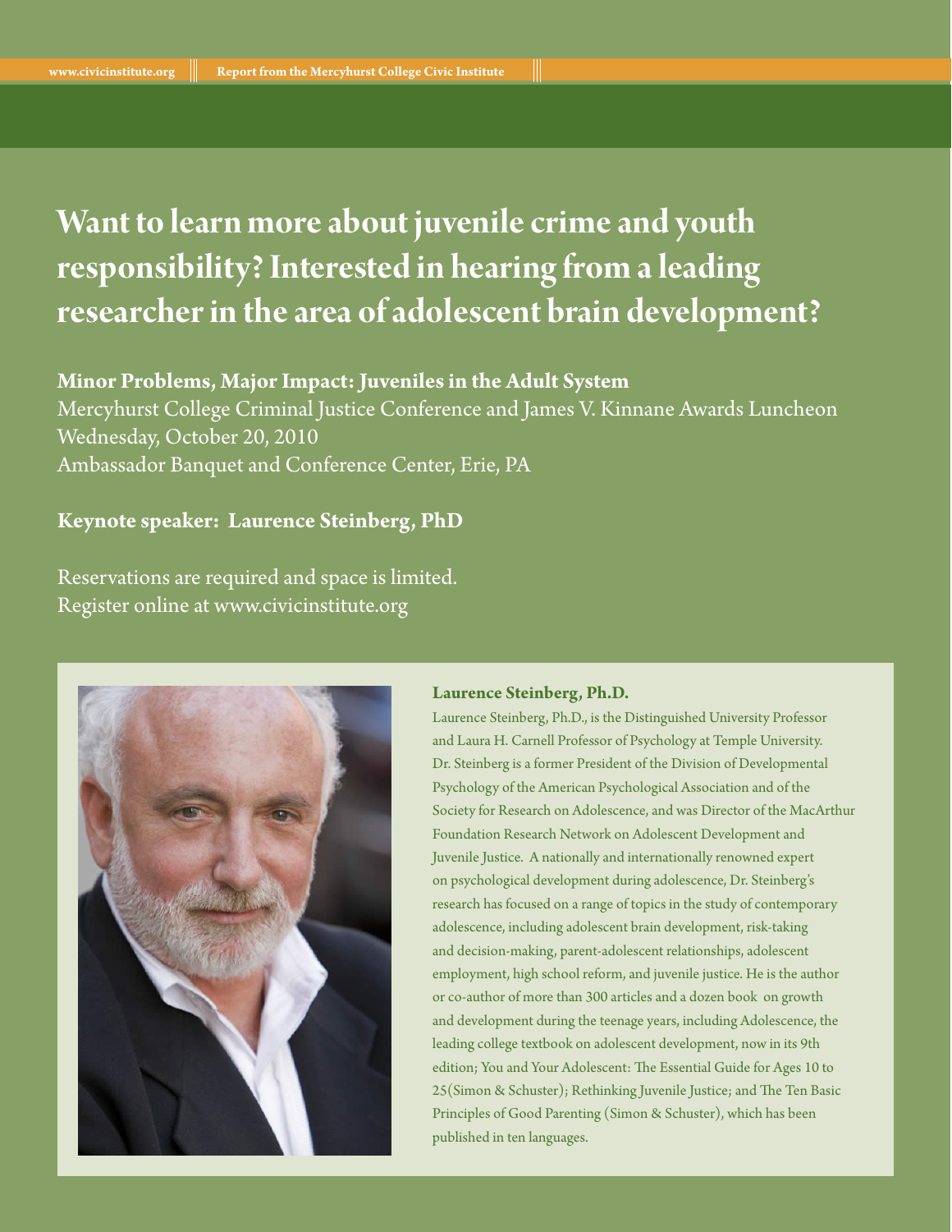# Want to learn more about juvenile crime and youth responsibility? Interested in hearing from a leading researcher in the area of adolescent brain development?

**Minor Problems, Major Impact: Juveniles in the Adult System**
Mercyhurst College Criminal Justice Conference and James V. Kinnane Awards Luncheon
Wednesday, October 20, 2010
Ambassador Banquet and Conference Center, Erie, PA

**Keynote speaker: Laurence Steinberg, PhD**

Reservations are required and space is limited.
Register online at www.civicinstitute.org

**Laurence Steinberg, Ph.D.**

Laurence Steinberg, Ph.D., is the Distinguished University Professor and Laura H. Carnell Professor of Psychology at Temple University. Dr. Steinberg is a former President of the Division of Developmental Psychology of the American Psychological Association and of the Society for Research on Adolescence, and was Director of the MacArthur Foundation Research Network on Adolescent Development and Juvenile Justice. A nationally and internationally renowned expert on psychological development during adolescence, Dr. Steinberg's research has focused on a range of topics in the study of contemporary adolescence, including adolescent brain development, risk-taking and decision-making, parent-adolescent relationships, adolescent employment, high school reform, and juvenile justice. He is the author or co-author of more than 300 articles and a dozen book on growth and development during the teenage years, including Adolescence, the leading college textbook on adolescent development, now in its 9th edition; You and Your Adolescent: The Essential Guide for Ages 10 to 25(Simon & Schuster); Rethinking Juvenile Justice; and The Ten Basic Principles of Good Parenting (Simon & Schuster), which has been published in ten languages.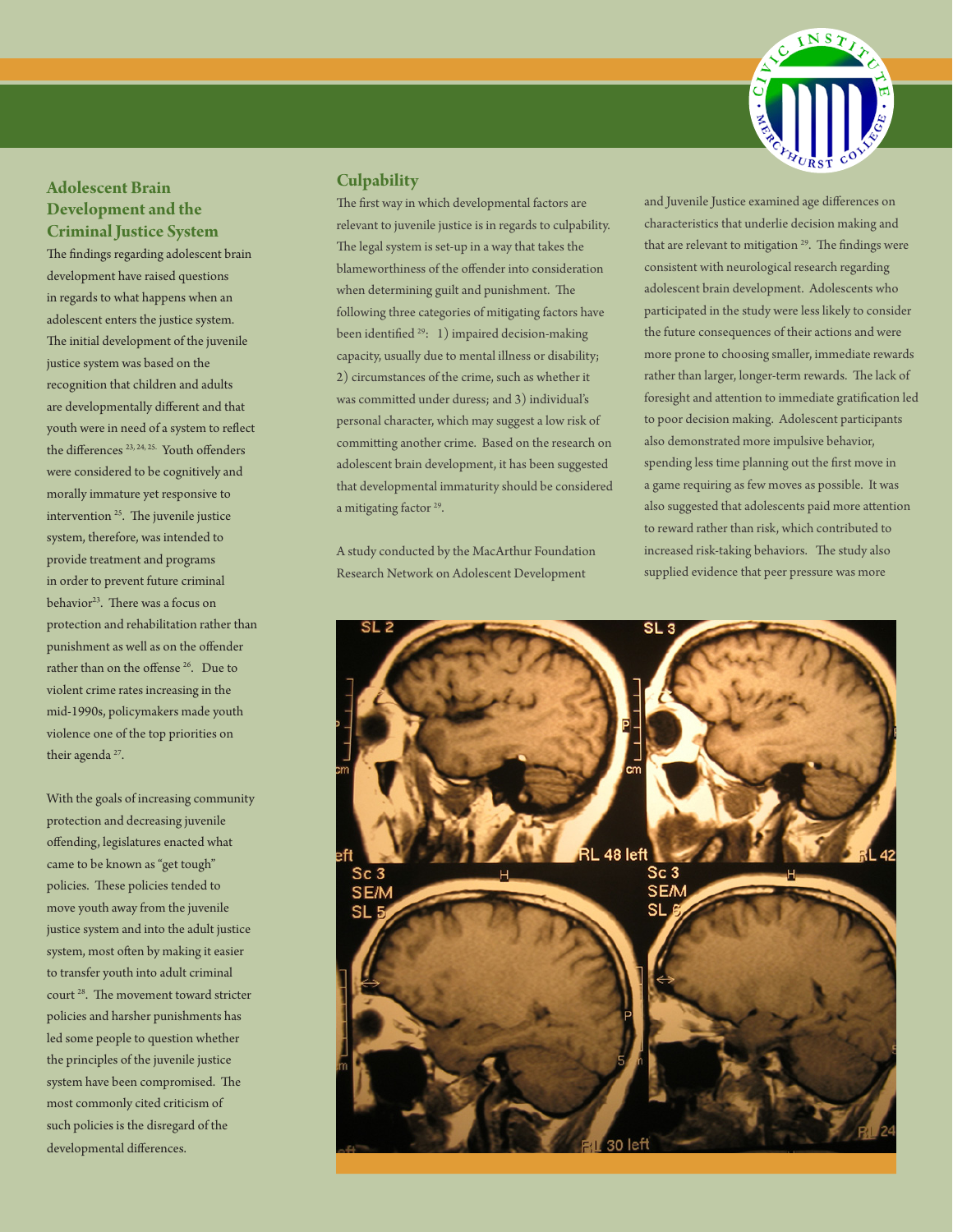## Adolescent Brain Development and the Criminal Justice System

The findings regarding adolescent brain development have raised questions in regards to what happens when an adolescent enters the justice system. The initial development of the juvenile justice system was based on the recognition that children and adults are developmentally different and that youth were in need of a system to reflect the differences [23, 24, 25]. Youth offenders were considered to be cognitively and morally immature yet responsive to intervention [25]. The juvenile justice system, therefore, was intended to provide treatment and programs in order to prevent future criminal behavior[23]. There was a focus on protection and rehabilitation rather than punishment as well as on the offender rather than on the offense [26]. Due to violent crime rates increasing in the mid-1990s, policymakers made youth violence one of the top priorities on their agenda [27].

With the goals of increasing community protection and decreasing juvenile offending, legislatures enacted what came to be known as "get tough" policies. These policies tended to move youth away from the juvenile justice system and into the adult justice system, most often by making it easier to transfer youth into adult criminal court [28]. The movement toward stricter policies and harsher punishments has led some people to question whether the principles of the juvenile justice system have been compromised. The most commonly cited criticism of such policies is the disregard of the developmental differences.

### Culpability

The first way in which developmental factors are relevant to juvenile justice is in regards to culpability. The legal system is set-up in a way that takes the blameworthiness of the offender into consideration when determining guilt and punishment. The following three categories of mitigating factors have been identified [29]: 1) impaired decision-making capacity, usually due to mental illness or disability; 2) circumstances of the crime, such as whether it was committed under duress; and 3) individual's personal character, which may suggest a low risk of committing another crime. Based on the research on adolescent brain development, it has been suggested that developmental immaturity should be considered a mitigating factor [29].

A study conducted by the MacArthur Foundation Research Network on Adolescent Development and Juvenile Justice examined age differences on characteristics that underlie decision making and that are relevant to mitigation [29]. The findings were consistent with neurological research regarding adolescent brain development. Adolescents who participated in the study were less likely to consider the future consequences of their actions and were more prone to choosing smaller, immediate rewards rather than larger, longer-term rewards. The lack of foresight and attention to immediate gratification led to poor decision making. Adolescent participants also demonstrated more impulsive behavior, spending less time planning out the first move in a game requiring as few moves as possible. It was also suggested that adolescents paid more attention to reward rather than risk, which contributed to increased risk-taking behaviors. The study also supplied evidence that peer pressure was more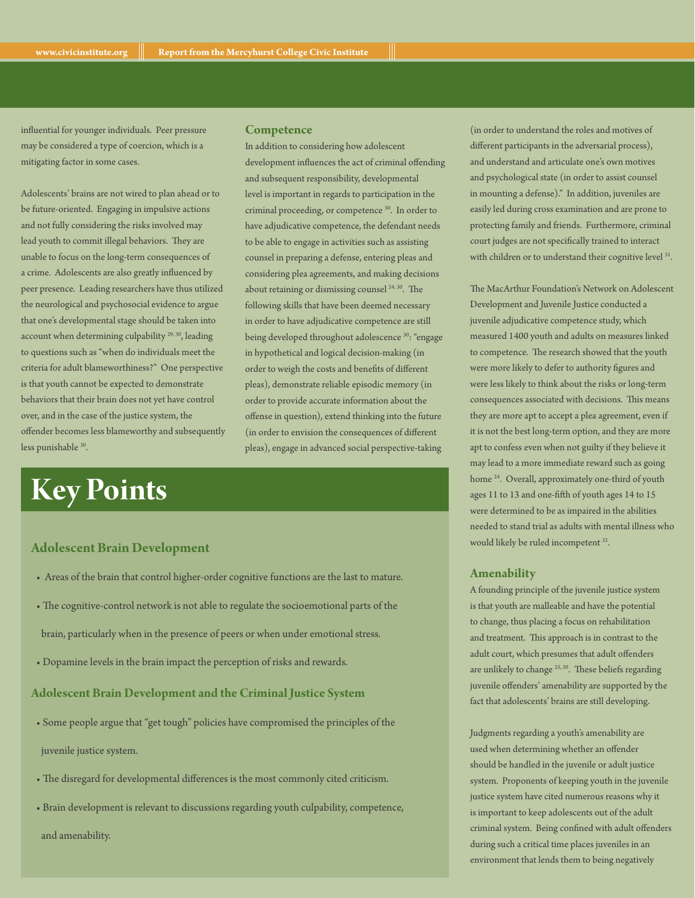influential for younger individuals. Peer pressure may be considered a type of coercion, which is a mitigating factor in some cases.

Adolescents' brains are not wired to plan ahead or to be future-oriented. Engaging in impulsive actions and not fully considering the risks involved may lead youth to commit illegal behaviors. They are unable to focus on the long-term consequences of a crime. Adolescents are also greatly influenced by peer presence. Leading researchers have thus utilized the neurological and psychosocial evidence to argue that one's developmental stage should be taken into account when determining culpability [29, 30], leading to questions such as "when do individuals meet the criteria for adult blameworthiness?" One perspective is that youth cannot be expected to demonstrate behaviors that their brain does not yet have control over, and in the case of the justice system, the offender becomes less blameworthy and subsequently less punishable [30].

### Competence

In addition to considering how adolescent development influences the act of criminal offending and subsequent responsibility, developmental level is important in regards to participation in the criminal proceeding, or competence [30]. In order to have adjudicative competence, the defendant needs to be able to engage in activities such as assisting counsel in preparing a defense, entering pleas and considering plea agreements, and making decisions about retaining or dismissing counsel [24, 30]. The following skills that have been deemed necessary in order to have adjudicative competence are still being developed throughout adolescence [30]: "engage in hypothetical and logical decision-making (in order to weigh the costs and benefits of different pleas), demonstrate reliable episodic memory (in order to provide accurate information about the offense in question), extend thinking into the future (in order to envision the consequences of different pleas), engage in advanced social perspective-taking (in order to understand the roles and motives of different participants in the adversarial process), and understand and articulate one's own motives and psychological state (in order to assist counsel in mounting a defense)." In addition, juveniles are easily led during cross examination and are prone to protecting family and friends. Furthermore, criminal court judges are not specifically trained to interact with children or to understand their cognitive level [31].

The MacArthur Foundation's Network on Adolescent Development and Juvenile Justice conducted a juvenile adjudicative competence study, which measured 1400 youth and adults on measures linked to competence. The research showed that the youth were more likely to defer to authority figures and were less likely to think about the risks or long-term consequences associated with decisions. This means they are more apt to accept a plea agreement, even if it is not the best long-term option, and they are more apt to confess even when not guilty if they believe it may lead to a more immediate reward such as going home [24]. Overall, approximately one-third of youth ages 11 to 13 and one-fifth of youth ages 14 to 15 were determined to be as impaired in the abilities needed to stand trial as adults with mental illness who would likely be ruled incompetent [32].

### Amenability

A founding principle of the juvenile justice system is that youth are malleable and have the potential to change, thus placing a focus on rehabilitation and treatment. This approach is in contrast to the adult court, which presumes that adult offenders are unlikely to change [25, 30]. These beliefs regarding juvenile offenders' amenability are supported by the fact that adolescents' brains are still developing.

Judgments regarding a youth's amenability are used when determining whether an offender should be handled in the juvenile or adult justice system. Proponents of keeping youth in the juvenile justice system have cited numerous reasons why it is important to keep adolescents out of the adult criminal system. Being confined with adult offenders during such a critical time places juveniles in an environment that lends them to being negatively

## Key Points

### Adolescent Brain Development

- Areas of the brain that control higher-order cognitive functions are the last to mature.
- The cognitive-control network is not able to regulate the socioemotional parts of the brain, particularly when in the presence of peers or when under emotional stress.
- Dopamine levels in the brain impact the perception of risks and rewards.

### Adolescent Brain Development and the Criminal Justice System

- Some people argue that "get tough" policies have compromised the principles of the juvenile justice system.
- The disregard for developmental differences is the most commonly cited criticism.
- Brain development is relevant to discussions regarding youth culpability, competence, and amenability.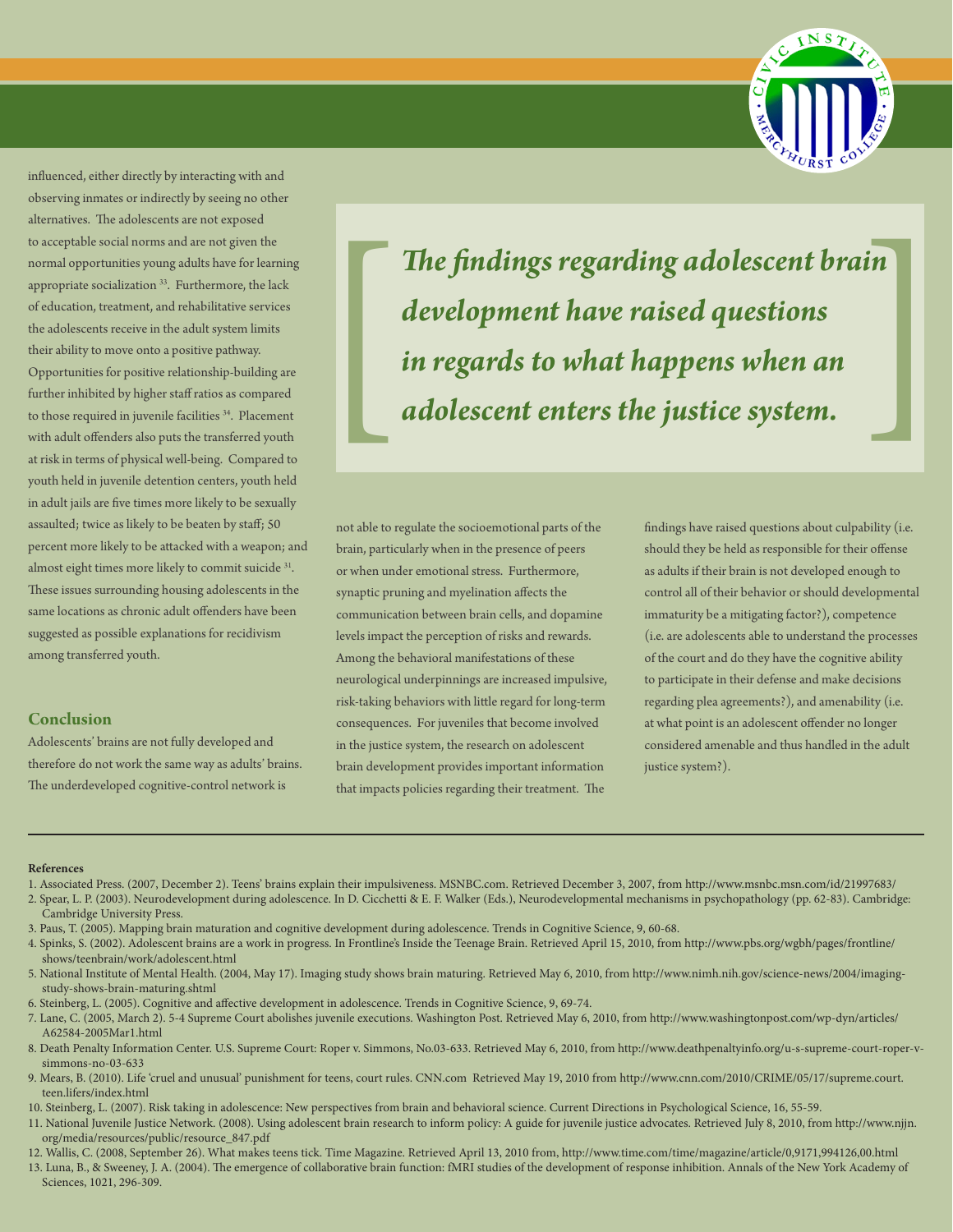influenced, either directly by interacting with and observing inmates or indirectly by seeing no other alternatives. The adolescents are not exposed to acceptable social norms and are not given the normal opportunities young adults have for learning appropriate socialization [33]. Furthermore, the lack of education, treatment, and rehabilitative services the adolescents receive in the adult system limits their ability to move onto a positive pathway. Opportunities for positive relationship-building are further inhibited by higher staff ratios as compared to those required in juvenile facilities [34]. Placement with adult offenders also puts the transferred youth at risk in terms of physical well-being. Compared to youth held in juvenile detention centers, youth held in adult jails are five times more likely to be sexually assaulted; twice as likely to be beaten by staff; 50 percent more likely to be attacked with a weapon; and almost eight times more likely to commit suicide [31]. These issues surrounding housing adolescents in the same locations as chronic adult offenders have been suggested as possible explanations for recidivism among transferred youth.

> ***The findings regarding adolescent brain development have raised questions in regards to what happens when an adolescent enters the justice system.***

### Conclusion

Adolescents' brains are not fully developed and therefore do not work the same way as adults' brains. The underdeveloped cognitive-control network is not able to regulate the socioemotional parts of the brain, particularly when in the presence of peers or when under emotional stress. Furthermore, synaptic pruning and myelination affects the communication between brain cells, and dopamine levels impact the perception of risks and rewards. Among the behavioral manifestations of these neurological underpinnings are increased impulsive, risk-taking behaviors with little regard for long-term consequences. For juveniles that become involved in the justice system, the research on adolescent brain development provides important information that impacts policies regarding their treatment. The findings have raised questions about culpability (i.e. should they be held as responsible for their offense as adults if their brain is not developed enough to control all of their behavior or should developmental immaturity be a mitigating factor?), competence (i.e. are adolescents able to understand the processes of the court and do they have the cognitive ability to participate in their defense and make decisions regarding plea agreements?), and amenability (i.e. at what point is an adolescent offender no longer considered amenable and thus handled in the adult justice system?).

---

**References**

1. Associated Press. (2007, December 2). Teens' brains explain their impulsiveness. MSNBC.com. Retrieved December 3, 2007, from http://www.msnbc.msn.com/id/21997683/
2. Spear, L. P. (2003). Neurodevelopment during adolescence. In D. Cicchetti & E. F. Walker (Eds.), Neurodevelopmental mechanisms in psychopathology (pp. 62-83). Cambridge: Cambridge University Press.
3. Paus, T. (2005). Mapping brain maturation and cognitive development during adolescence. Trends in Cognitive Science, 9, 60-68.
4. Spinks, S. (2002). Adolescent brains are a work in progress. In Frontline's Inside the Teenage Brain. Retrieved April 15, 2010, from http://www.pbs.org/wgbh/pages/frontline/shows/teenbrain/work/adolescent.html
5. National Institute of Mental Health. (2004, May 17). Imaging study shows brain maturing. Retrieved May 6, 2010, from http://www.nimh.nih.gov/science-news/2004/imaging-study-shows-brain-maturing.shtml
6. Steinberg, L. (2005). Cognitive and affective development in adolescence. Trends in Cognitive Science, 9, 69-74.
7. Lane, C. (2005, March 2). 5-4 Supreme Court abolishes juvenile executions. Washington Post. Retrieved May 6, 2010, from http://www.washingtonpost.com/wp-dyn/articles/A62584-2005Mar1.html
8. Death Penalty Information Center. U.S. Supreme Court: Roper v. Simmons, No.03-633. Retrieved May 6, 2010, from http://www.deathpenaltyinfo.org/u-s-supreme-court-roper-v-simmons-no-03-633
9. Mears, B. (2010). Life 'cruel and unusual' punishment for teens, court rules. CNN.com Retrieved May 19, 2010 from http://www.cnn.com/2010/CRIME/05/17/supreme.court.teen.lifers/index.html
10. Steinberg, L. (2007). Risk taking in adolescence: New perspectives from brain and behavioral science. Current Directions in Psychological Science, 16, 55-59.
11. National Juvenile Justice Network. (2008). Using adolescent brain research to inform policy: A guide for juvenile justice advocates. Retrieved July 8, 2010, from http://www.njjn.org/media/resources/public/resource_847.pdf
12. Wallis, C. (2008, September 26). What makes teens tick. Time Magazine. Retrieved April 13, 2010 from, http://www.time.com/time/magazine/article/0,9171,994126,00.html
13. Luna, B., & Sweeney, J. A. (2004). The emergence of collaborative brain function: fMRI studies of the development of response inhibition. Annals of the New York Academy of Sciences, 1021, 296-309.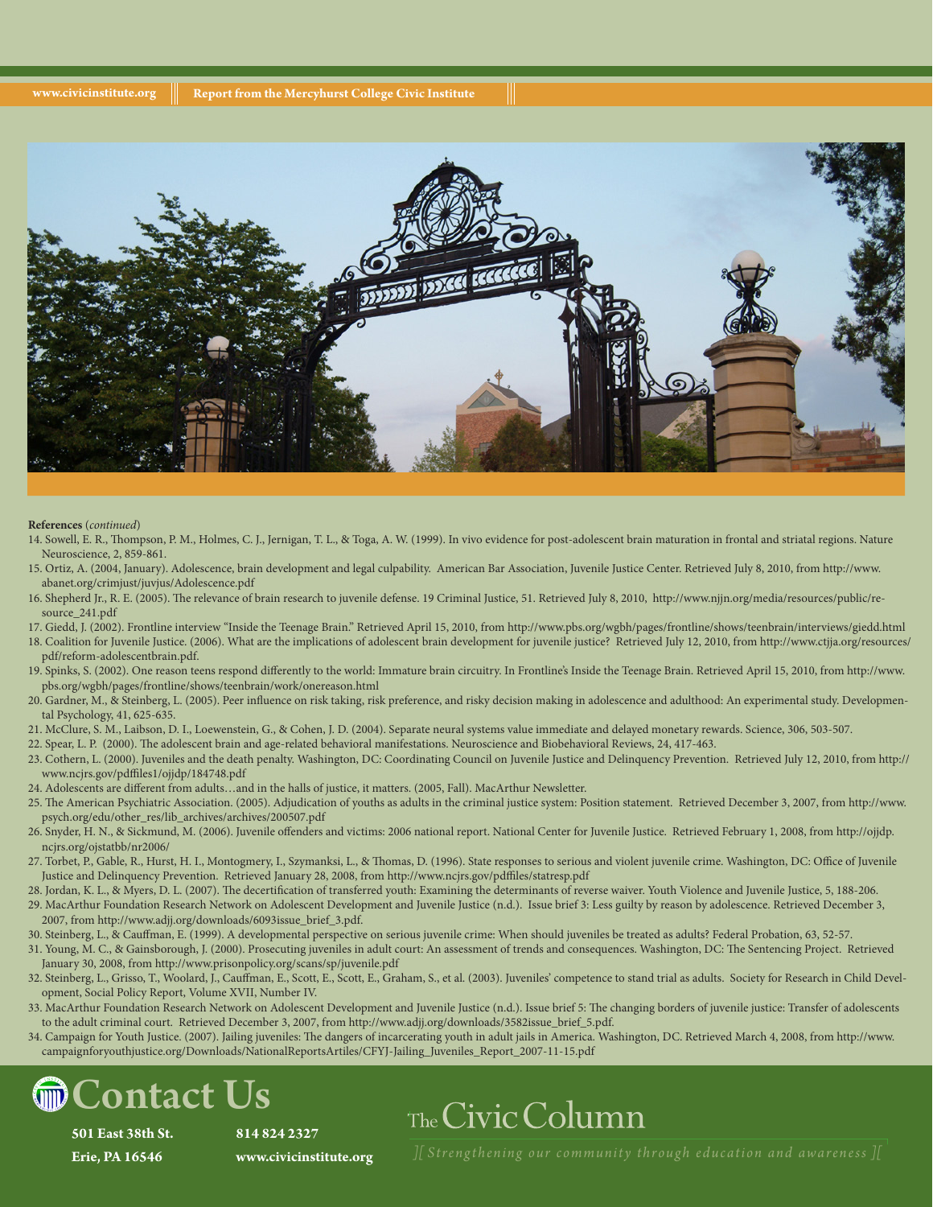**References** (*continued*)

14. Sowell, E. R., Thompson, P. M., Holmes, C. J., Jernigan, T. L., & Toga, A. W. (1999). In vivo evidence for post-adolescent brain maturation in frontal and striatal regions. Nature Neuroscience, 2, 859-861.
15. Ortiz, A. (2004, January). Adolescence, brain development and legal culpability. American Bar Association, Juvenile Justice Center. Retrieved July 8, 2010, from http://www.abanet.org/crimjust/juvjus/Adolescence.pdf
16. Shepherd Jr., R. E. (2005). The relevance of brain research to juvenile defense. 19 Criminal Justice, 51. Retrieved July 8, 2010, http://www.njjn.org/media/resources/public/resource_241.pdf
17. Giedd, J. (2002). Frontline interview "Inside the Teenage Brain." Retrieved April 15, 2010, from http://www.pbs.org/wgbh/pages/frontline/shows/teenbrain/interviews/giedd.html
18. Coalition for Juvenile Justice. (2006). What are the implications of adolescent brain development for juvenile justice? Retrieved July 12, 2010, from http://www.ctjja.org/resources/pdf/reform-adolescentbrain.pdf.
19. Spinks, S. (2002). One reason teens respond differently to the world: Immature brain circuitry. In Frontline's Inside the Teenage Brain. Retrieved April 15, 2010, from http://www.pbs.org/wgbh/pages/frontline/shows/teenbrain/work/onereason.html
20. Gardner, M., & Steinberg, L. (2005). Peer influence on risk taking, risk preference, and risky decision making in adolescence and adulthood: An experimental study. Developmental Psychology, 41, 625-635.
21. McClure, S. M., Laibson, D. I., Loewenstein, G., & Cohen, J. D. (2004). Separate neural systems value immediate and delayed monetary rewards. Science, 306, 503-507.
22. Spear, L. P. (2000). The adolescent brain and age-related behavioral manifestations. Neuroscience and Biobehavioral Reviews, 24, 417-463.
23. Cothern, L. (2000). Juveniles and the death penalty. Washington, DC: Coordinating Council on Juvenile Justice and Delinquency Prevention. Retrieved July 12, 2010, from http://www.ncjrs.gov/pdffiles1/ojjdp/184748.pdf
24. Adolescents are different from adults…and in the halls of justice, it matters. (2005, Fall). MacArthur Newsletter.
25. The American Psychiatric Association. (2005). Adjudication of youths as adults in the criminal justice system: Position statement. Retrieved December 3, 2007, from http://www.psych.org/edu/other_res/lib_archives/archives/200507.pdf
26. Snyder, H. N., & Sickmund, M. (2006). Juvenile offenders and victims: 2006 national report. National Center for Juvenile Justice. Retrieved February 1, 2008, from http://ojjdp.ncjrs.org/ojstatbb/nr2006/
27. Torbet, P., Gable, R., Hurst, H. I., Montogmery, I., Szymanksi, L., & Thomas, D. (1996). State responses to serious and violent juvenile crime. Washington, DC: Office of Juvenile Justice and Delinquency Prevention. Retrieved January 28, 2008, from http://www.ncjrs.gov/pdffiles/statresp.pdf
28. Jordan, K. L., & Myers, D. L. (2007). The decertification of transferred youth: Examining the determinants of reverse waiver. Youth Violence and Juvenile Justice, 5, 188-206.
29. MacArthur Foundation Research Network on Adolescent Development and Juvenile Justice (n.d.). Issue brief 3: Less guilty by reason by adolescence. Retrieved December 3, 2007, from http://www.adjj.org/downloads/6093issue_brief_3.pdf.
30. Steinberg, L., & Cauffman, E. (1999). A developmental perspective on serious juvenile crime: When should juveniles be treated as adults? Federal Probation, 63, 52-57.
31. Young, M. C., & Gainsborough, J. (2000). Prosecuting juveniles in adult court: An assessment of trends and consequences. Washington, DC: The Sentencing Project. Retrieved January 30, 2008, from http://www.prisonpolicy.org/scans/sp/juvenile.pdf
32. Steinberg, L., Grisso, T., Woolard, J., Cauffman, E., Scott, E., Scott, E., Graham, S., et al. (2003). Juveniles' competence to stand trial as adults. Society for Research in Child Development, Social Policy Report, Volume XVII, Number IV.
33. MacArthur Foundation Research Network on Adolescent Development and Juvenile Justice (n.d.). Issue brief 5: The changing borders of juvenile justice: Transfer of adolescents to the adult criminal court. Retrieved December 3, 2007, from http://www.adjj.org/downloads/3582issue_brief_5.pdf.
34. Campaign for Youth Justice. (2007). Jailing juveniles: The dangers of incarcerating youth in adult jails in America. Washington, DC. Retrieved March 4, 2008, from http://www.campaignforyouthjustice.org/Downloads/NationalReportsArtiles/CFYJ-Jailing_Juveniles_Report_2007-11-15.pdf

# Contact Us

**501 East 38th St.**
**Erie, PA 16546**

**814 824 2327**
**www.civicinstitute.org**

The Civic Column

][ *Strengthening our community through education and awareness* ][